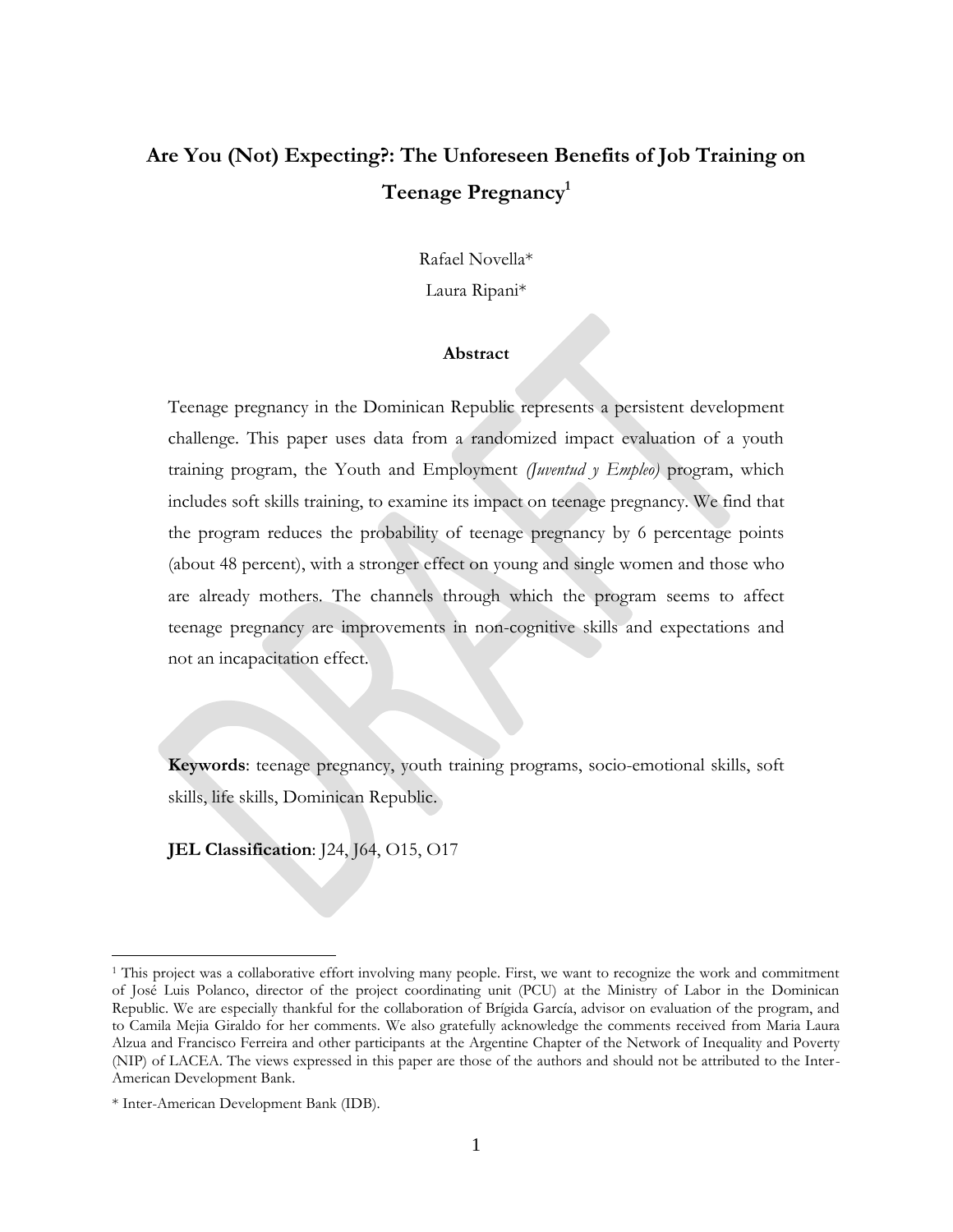# Are You (Not) Expecting?: The Unforeseen Benefits of Job Training on Teenage Pregnancy[1]

Rafael Novella*

Laura Ripani*

## Abstract

Teenage pregnancy in the Dominican Republic represents a persistent development challenge. This paper uses data from a randomized impact evaluation of a youth training program, the Youth and Employment *(Juventud y Empleo)* program, which includes soft skills training, to examine its impact on teenage pregnancy. We find that the program reduces the probability of teenage pregnancy by 6 percentage points (about 48 percent), with a stronger effect on young and single women and those who are already mothers. The channels through which the program seems to affect teenage pregnancy are improvements in non-cognitive skills and expectations and not an incapacitation effect.

**Keywords**: teenage pregnancy, youth training programs, socio-emotional skills, soft skills, life skills, Dominican Republic.

**JEL Classification**: J24, J64, O15, O17

---

[1] This project was a collaborative effort involving many people. First, we want to recognize the work and commitment of José Luis Polanco, director of the project coordinating unit (PCU) at the Ministry of Labor in the Dominican Republic. We are especially thankful for the collaboration of Brígida García, advisor on evaluation of the program, and to Camila Mejia Giraldo for her comments. We also gratefully acknowledge the comments received from Maria Laura Alzua and Francisco Ferreira and other participants at the Argentine Chapter of the Network of Inequality and Poverty (NIP) of LACEA. The views expressed in this paper are those of the authors and should not be attributed to the Inter-American Development Bank.

* Inter-American Development Bank (IDB).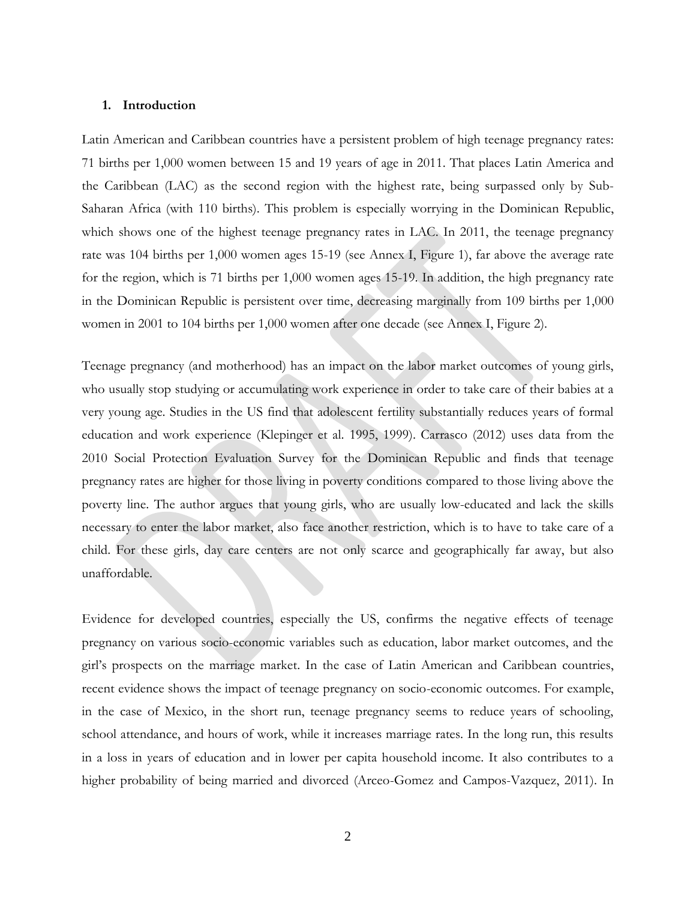## 1. Introduction

Latin American and Caribbean countries have a persistent problem of high teenage pregnancy rates: 71 births per 1,000 women between 15 and 19 years of age in 2011. That places Latin America and the Caribbean (LAC) as the second region with the highest rate, being surpassed only by Sub-Saharan Africa (with 110 births). This problem is especially worrying in the Dominican Republic, which shows one of the highest teenage pregnancy rates in LAC. In 2011, the teenage pregnancy rate was 104 births per 1,000 women ages 15-19 (see Annex I, Figure 1), far above the average rate for the region, which is 71 births per 1,000 women ages 15-19. In addition, the high pregnancy rate in the Dominican Republic is persistent over time, decreasing marginally from 109 births per 1,000 women in 2001 to 104 births per 1,000 women after one decade (see Annex I, Figure 2).

Teenage pregnancy (and motherhood) has an impact on the labor market outcomes of young girls, who usually stop studying or accumulating work experience in order to take care of their babies at a very young age. Studies in the US find that adolescent fertility substantially reduces years of formal education and work experience (Klepinger et al. 1995, 1999). Carrasco (2012) uses data from the 2010 Social Protection Evaluation Survey for the Dominican Republic and finds that teenage pregnancy rates are higher for those living in poverty conditions compared to those living above the poverty line. The author argues that young girls, who are usually low-educated and lack the skills necessary to enter the labor market, also face another restriction, which is to have to take care of a child. For these girls, day care centers are not only scarce and geographically far away, but also unaffordable.

Evidence for developed countries, especially the US, confirms the negative effects of teenage pregnancy on various socio-economic variables such as education, labor market outcomes, and the girl's prospects on the marriage market. In the case of Latin American and Caribbean countries, recent evidence shows the impact of teenage pregnancy on socio-economic outcomes. For example, in the case of Mexico, in the short run, teenage pregnancy seems to reduce years of schooling, school attendance, and hours of work, while it increases marriage rates. In the long run, this results in a loss in years of education and in lower per capita household income. It also contributes to a higher probability of being married and divorced (Arceo-Gomez and Campos-Vazquez, 2011). In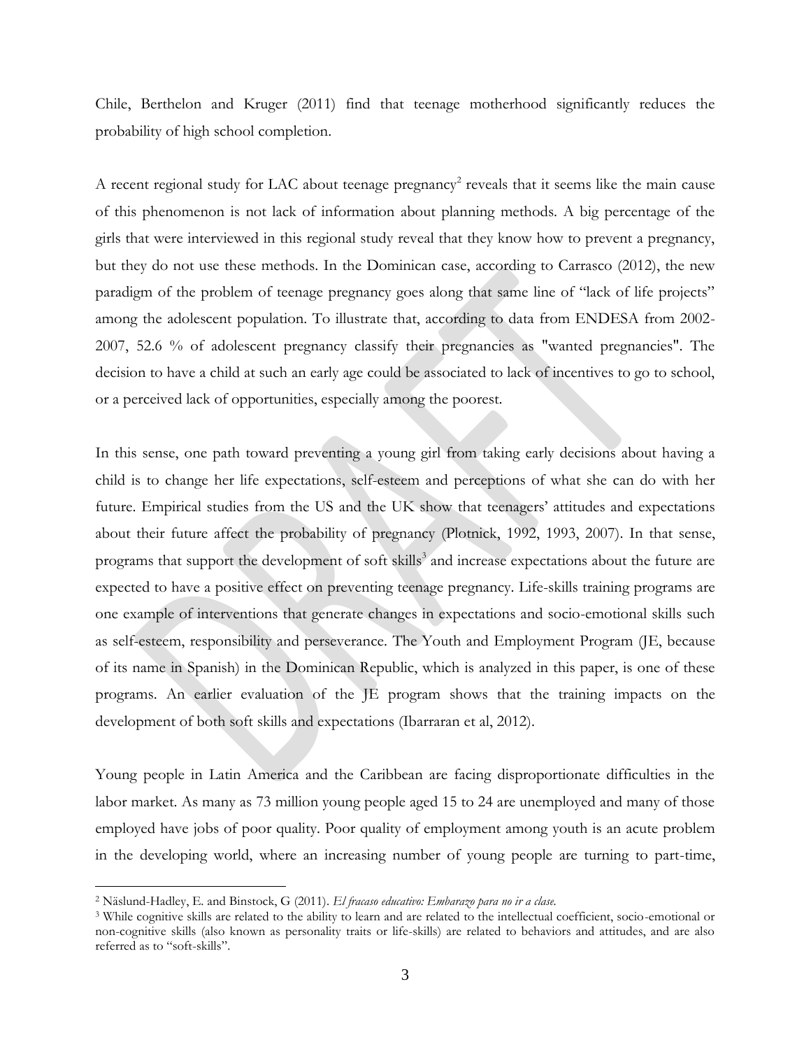Chile, Berthelon and Kruger (2011) find that teenage motherhood significantly reduces the probability of high school completion.

A recent regional study for LAC about teenage pregnancy[2] reveals that it seems like the main cause of this phenomenon is not lack of information about planning methods. A big percentage of the girls that were interviewed in this regional study reveal that they know how to prevent a pregnancy, but they do not use these methods. In the Dominican case, according to Carrasco (2012), the new paradigm of the problem of teenage pregnancy goes along that same line of "lack of life projects" among the adolescent population. To illustrate that, according to data from ENDESA from 2002-2007, 52.6 % of adolescent pregnancy classify their pregnancies as "wanted pregnancies". The decision to have a child at such an early age could be associated to lack of incentives to go to school, or a perceived lack of opportunities, especially among the poorest.

In this sense, one path toward preventing a young girl from taking early decisions about having a child is to change her life expectations, self-esteem and perceptions of what she can do with her future. Empirical studies from the US and the UK show that teenagers' attitudes and expectations about their future affect the probability of pregnancy (Plotnick, 1992, 1993, 2007). In that sense, programs that support the development of soft skills[3] and increase expectations about the future are expected to have a positive effect on preventing teenage pregnancy. Life-skills training programs are one example of interventions that generate changes in expectations and socio-emotional skills such as self-esteem, responsibility and perseverance. The Youth and Employment Program (JE, because of its name in Spanish) in the Dominican Republic, which is analyzed in this paper, is one of these programs. An earlier evaluation of the JE program shows that the training impacts on the development of both soft skills and expectations (Ibarraran et al, 2012).

Young people in Latin America and the Caribbean are facing disproportionate difficulties in the labor market. As many as 73 million young people aged 15 to 24 are unemployed and many of those employed have jobs of poor quality. Poor quality of employment among youth is an acute problem in the developing world, where an increasing number of young people are turning to part-time,

---

[2] Näslund-Hadley, E. and Binstock, G (2011). *El fracaso educativo: Embarazo para no ir a clase.*

[3] While cognitive skills are related to the ability to learn and are related to the intellectual coefficient, socio-emotional or non-cognitive skills (also known as personality traits or life-skills) are related to behaviors and attitudes, and are also referred as to "soft-skills".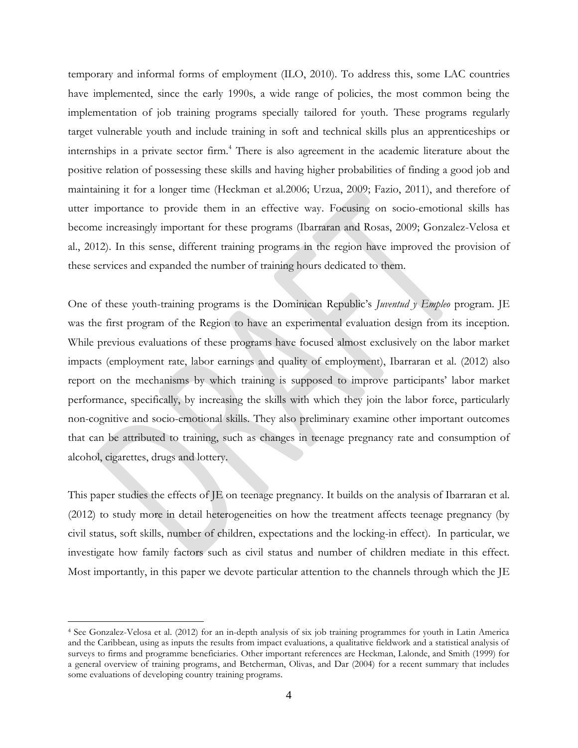temporary and informal forms of employment (ILO, 2010). To address this, some LAC countries have implemented, since the early 1990s, a wide range of policies, the most common being the implementation of job training programs specially tailored for youth. These programs regularly target vulnerable youth and include training in soft and technical skills plus an apprenticeships or internships in a private sector firm.[4] There is also agreement in the academic literature about the positive relation of possessing these skills and having higher probabilities of finding a good job and maintaining it for a longer time (Heckman et al.2006; Urzua, 2009; Fazio, 2011), and therefore of utter importance to provide them in an effective way. Focusing on socio-emotional skills has become increasingly important for these programs (Ibarraran and Rosas, 2009; Gonzalez-Velosa et al., 2012). In this sense, different training programs in the region have improved the provision of these services and expanded the number of training hours dedicated to them.

One of these youth-training programs is the Dominican Republic's *Juventud y Empleo* program. JE was the first program of the Region to have an experimental evaluation design from its inception. While previous evaluations of these programs have focused almost exclusively on the labor market impacts (employment rate, labor earnings and quality of employment), Ibarraran et al. (2012) also report on the mechanisms by which training is supposed to improve participants' labor market performance, specifically, by increasing the skills with which they join the labor force, particularly non-cognitive and socio-emotional skills. They also preliminary examine other important outcomes that can be attributed to training, such as changes in teenage pregnancy rate and consumption of alcohol, cigarettes, drugs and lottery.

This paper studies the effects of JE on teenage pregnancy. It builds on the analysis of Ibarraran et al. (2012) to study more in detail heterogeneities on how the treatment affects teenage pregnancy (by civil status, soft skills, number of children, expectations and the locking-in effect). In particular, we investigate how family factors such as civil status and number of children mediate in this effect. Most importantly, in this paper we devote particular attention to the channels through which the JE

[4] See Gonzalez-Velosa et al. (2012) for an in-depth analysis of six job training programmes for youth in Latin America and the Caribbean, using as inputs the results from impact evaluations, a qualitative fieldwork and a statistical analysis of surveys to firms and programme beneficiaries. Other important references are Heckman, Lalonde, and Smith (1999) for a general overview of training programs, and Betcherman, Olivas, and Dar (2004) for a recent summary that includes some evaluations of developing country training programs.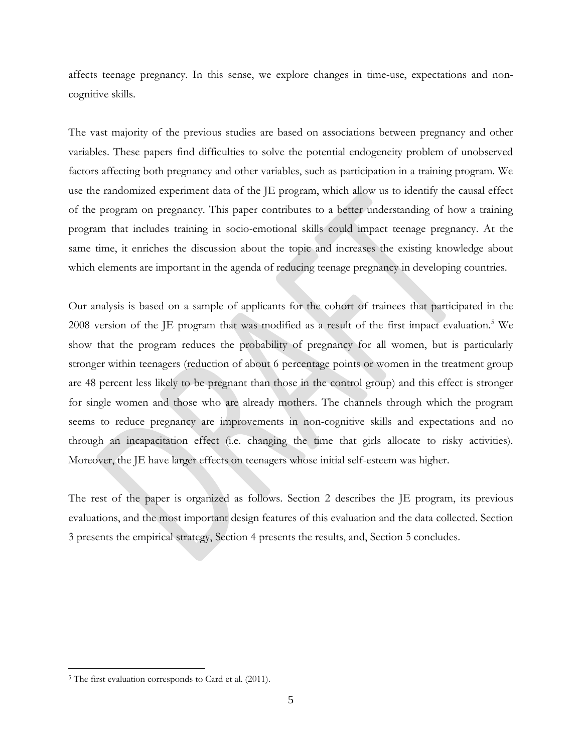affects teenage pregnancy. In this sense, we explore changes in time-use, expectations and non-cognitive skills.

The vast majority of the previous studies are based on associations between pregnancy and other variables. These papers find difficulties to solve the potential endogeneity problem of unobserved factors affecting both pregnancy and other variables, such as participation in a training program. We use the randomized experiment data of the JE program, which allow us to identify the causal effect of the program on pregnancy. This paper contributes to a better understanding of how a training program that includes training in socio-emotional skills could impact teenage pregnancy. At the same time, it enriches the discussion about the topic and increases the existing knowledge about which elements are important in the agenda of reducing teenage pregnancy in developing countries.

Our analysis is based on a sample of applicants for the cohort of trainees that participated in the 2008 version of the JE program that was modified as a result of the first impact evaluation.[5] We show that the program reduces the probability of pregnancy for all women, but is particularly stronger within teenagers (reduction of about 6 percentage points or women in the treatment group are 48 percent less likely to be pregnant than those in the control group) and this effect is stronger for single women and those who are already mothers. The channels through which the program seems to reduce pregnancy are improvements in non-cognitive skills and expectations and no through an incapacitation effect (i.e. changing the time that girls allocate to risky activities). Moreover, the JE have larger effects on teenagers whose initial self-esteem was higher.

The rest of the paper is organized as follows. Section 2 describes the JE program, its previous evaluations, and the most important design features of this evaluation and the data collected. Section 3 presents the empirical strategy, Section 4 presents the results, and, Section 5 concludes.

[5] The first evaluation corresponds to Card et al. (2011).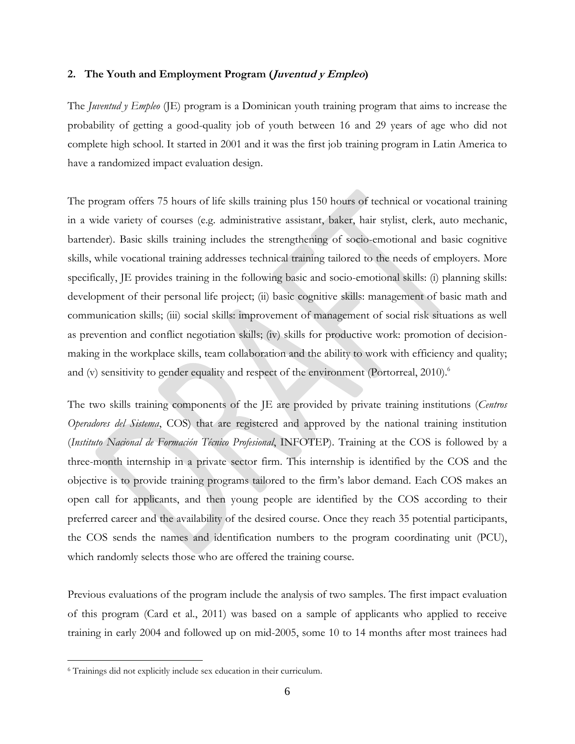## 2. The Youth and Employment Program (*Juventud y Empleo*)

The *Juventud y Empleo* (JE) program is a Dominican youth training program that aims to increase the probability of getting a good-quality job of youth between 16 and 29 years of age who did not complete high school. It started in 2001 and it was the first job training program in Latin America to have a randomized impact evaluation design.

The program offers 75 hours of life skills training plus 150 hours of technical or vocational training in a wide variety of courses (e.g. administrative assistant, baker, hair stylist, clerk, auto mechanic, bartender). Basic skills training includes the strengthening of socio-emotional and basic cognitive skills, while vocational training addresses technical training tailored to the needs of employers. More specifically, JE provides training in the following basic and socio-emotional skills: (i) planning skills: development of their personal life project; (ii) basic cognitive skills: management of basic math and communication skills; (iii) social skills: improvement of management of social risk situations as well as prevention and conflict negotiation skills; (iv) skills for productive work: promotion of decision-making in the workplace skills, team collaboration and the ability to work with efficiency and quality; and (v) sensitivity to gender equality and respect of the environment (Portorreal, 2010).[6]

The two skills training components of the JE are provided by private training institutions (*Centros Operadores del Sistema*, COS) that are registered and approved by the national training institution (*Instituto Nacional de Formación Técnico Profesional*, INFOTEP). Training at the COS is followed by a three-month internship in a private sector firm. This internship is identified by the COS and the objective is to provide training programs tailored to the firm's labor demand. Each COS makes an open call for applicants, and then young people are identified by the COS according to their preferred career and the availability of the desired course. Once they reach 35 potential participants, the COS sends the names and identification numbers to the program coordinating unit (PCU), which randomly selects those who are offered the training course.

Previous evaluations of the program include the analysis of two samples. The first impact evaluation of this program (Card et al., 2011) was based on a sample of applicants who applied to receive training in early 2004 and followed up on mid-2005, some 10 to 14 months after most trainees had

[6] Trainings did not explicitly include sex education in their curriculum.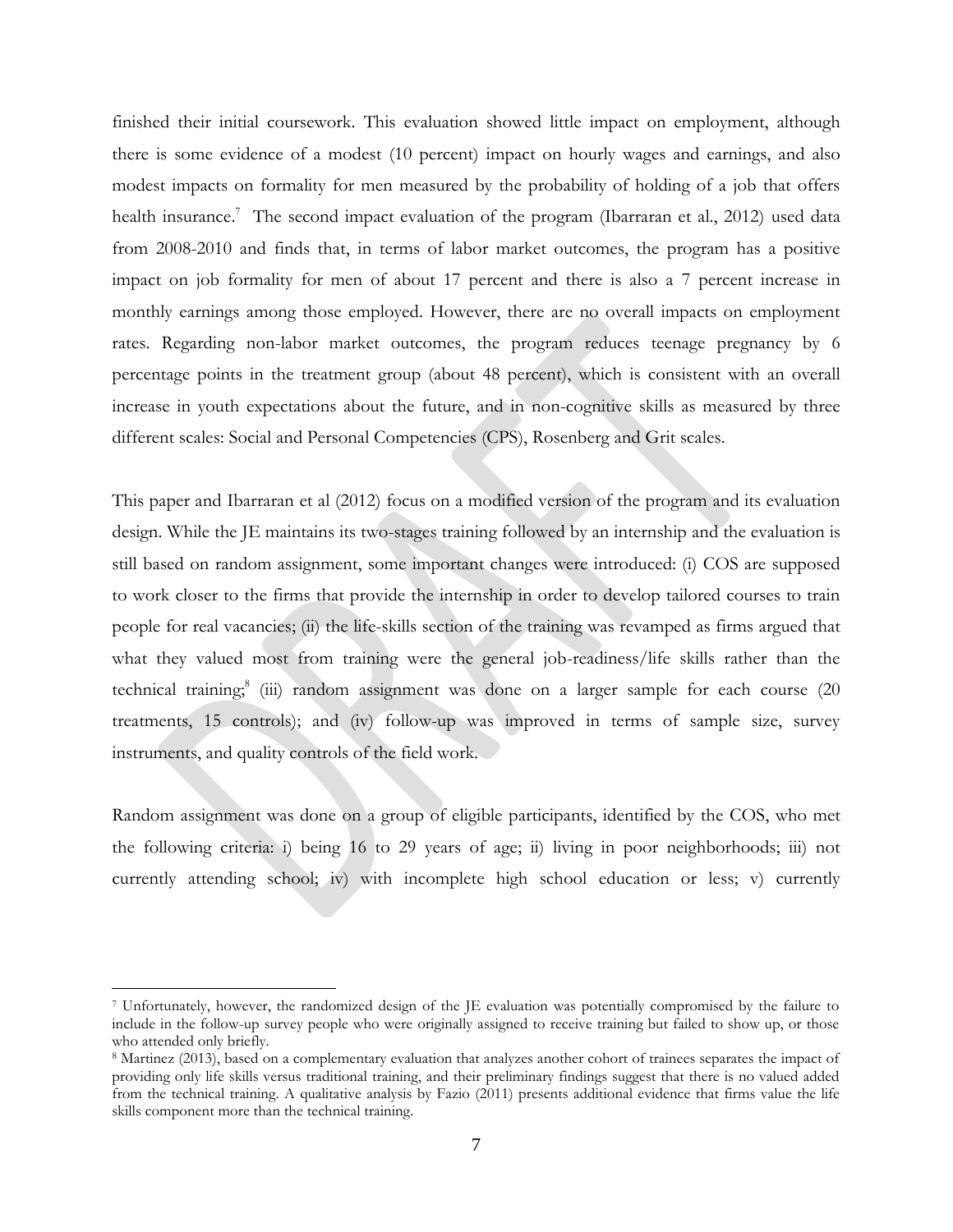finished their initial coursework. This evaluation showed little impact on employment, although there is some evidence of a modest (10 percent) impact on hourly wages and earnings, and also modest impacts on formality for men measured by the probability of holding of a job that offers health insurance.[7] The second impact evaluation of the program (Ibarraran et al., 2012) used data from 2008-2010 and finds that, in terms of labor market outcomes, the program has a positive impact on job formality for men of about 17 percent and there is also a 7 percent increase in monthly earnings among those employed. However, there are no overall impacts on employment rates. Regarding non-labor market outcomes, the program reduces teenage pregnancy by 6 percentage points in the treatment group (about 48 percent), which is consistent with an overall increase in youth expectations about the future, and in non-cognitive skills as measured by three different scales: Social and Personal Competencies (CPS), Rosenberg and Grit scales.

This paper and Ibarraran et al (2012) focus on a modified version of the program and its evaluation design. While the JE maintains its two-stages training followed by an internship and the evaluation is still based on random assignment, some important changes were introduced: (i) COS are supposed to work closer to the firms that provide the internship in order to develop tailored courses to train people for real vacancies; (ii) the life-skills section of the training was revamped as firms argued that what they valued most from training were the general job-readiness/life skills rather than the technical training;[8] (iii) random assignment was done on a larger sample for each course (20 treatments, 15 controls); and (iv) follow-up was improved in terms of sample size, survey instruments, and quality controls of the field work.

Random assignment was done on a group of eligible participants, identified by the COS, who met the following criteria: i) being 16 to 29 years of age; ii) living in poor neighborhoods; iii) not currently attending school; iv) with incomplete high school education or less; v) currently

[7] Unfortunately, however, the randomized design of the JE evaluation was potentially compromised by the failure to include in the follow-up survey people who were originally assigned to receive training but failed to show up, or those who attended only briefly.

[8] Martinez (2013), based on a complementary evaluation that analyzes another cohort of trainees separates the impact of providing only life skills versus traditional training, and their preliminary findings suggest that there is no valued added from the technical training. A qualitative analysis by Fazio (2011) presents additional evidence that firms value the life skills component more than the technical training.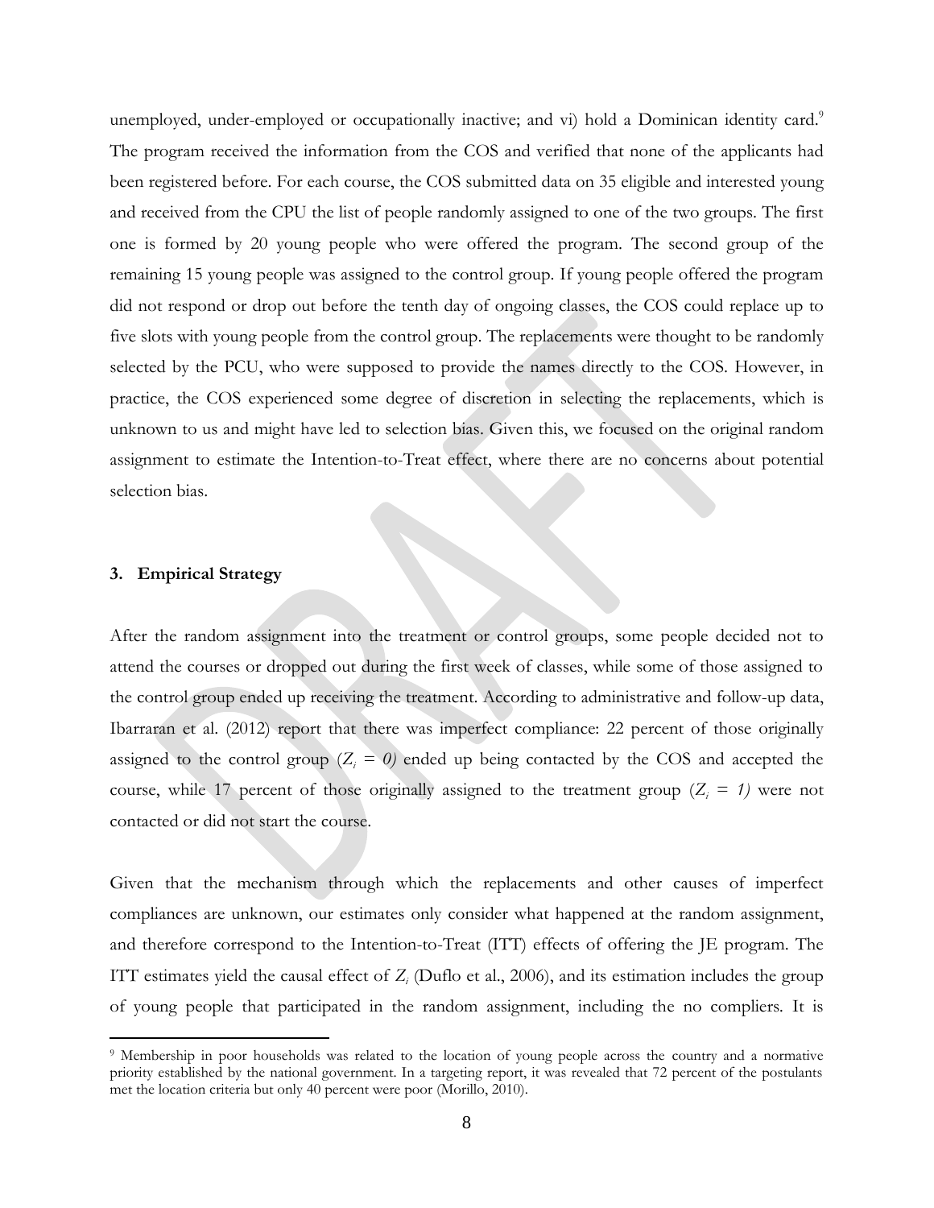unemployed, under-employed or occupationally inactive; and vi) hold a Dominican identity card.[9] The program received the information from the COS and verified that none of the applicants had been registered before. For each course, the COS submitted data on 35 eligible and interested young and received from the CPU the list of people randomly assigned to one of the two groups. The first one is formed by 20 young people who were offered the program. The second group of the remaining 15 young people was assigned to the control group. If young people offered the program did not respond or drop out before the tenth day of ongoing classes, the COS could replace up to five slots with young people from the control group. The replacements were thought to be randomly selected by the PCU, who were supposed to provide the names directly to the COS. However, in practice, the COS experienced some degree of discretion in selecting the replacements, which is unknown to us and might have led to selection bias. Given this, we focused on the original random assignment to estimate the Intention-to-Treat effect, where there are no concerns about potential selection bias.

### 3. Empirical Strategy

After the random assignment into the treatment or control groups, some people decided not to attend the courses or dropped out during the first week of classes, while some of those assigned to the control group ended up receiving the treatment. According to administrative and follow-up data, Ibarraran et al. (2012) report that there was imperfect compliance: 22 percent of those originally assigned to the control group ($Z_i = 0$) ended up being contacted by the COS and accepted the course, while 17 percent of those originally assigned to the treatment group ($Z_i = 1$) were not contacted or did not start the course.

Given that the mechanism through which the replacements and other causes of imperfect compliances are unknown, our estimates only consider what happened at the random assignment, and therefore correspond to the Intention-to-Treat (ITT) effects of offering the JE program. The ITT estimates yield the causal effect of $Z_i$ (Duflo et al., 2006), and its estimation includes the group of young people that participated in the random assignment, including the no compliers. It is

[9] Membership in poor households was related to the location of young people across the country and a normative priority established by the national government. In a targeting report, it was revealed that 72 percent of the postulants met the location criteria but only 40 percent were poor (Morillo, 2010).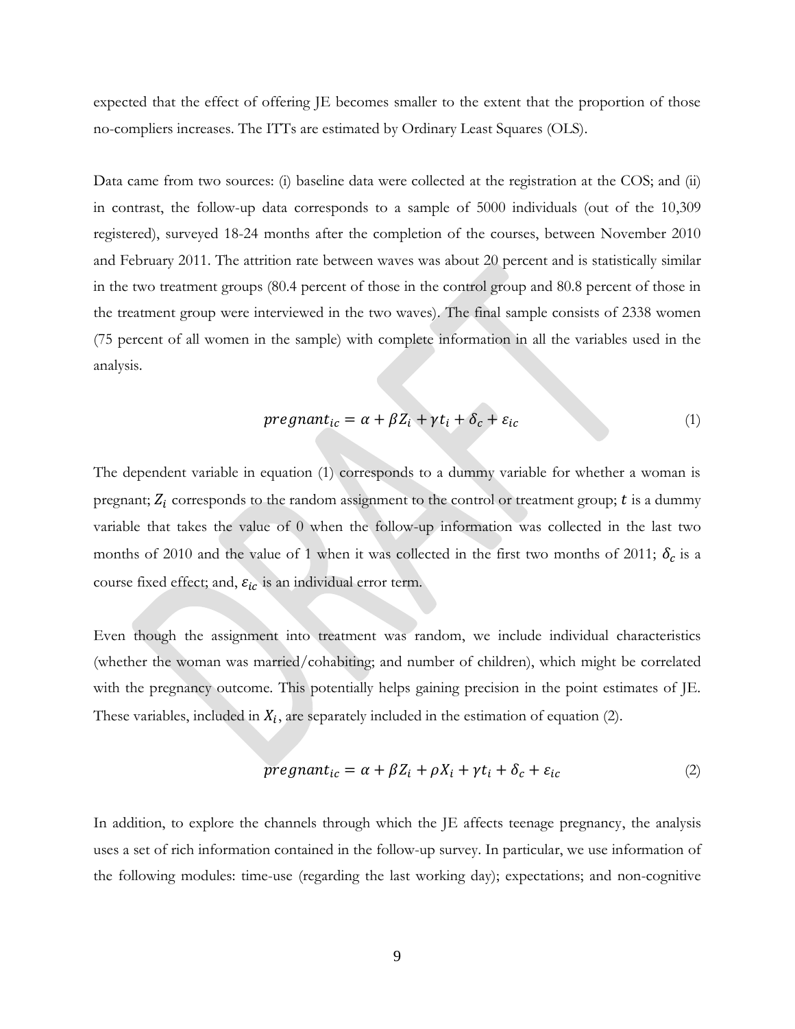expected that the effect of offering JE becomes smaller to the extent that the proportion of those no-compliers increases. The ITTs are estimated by Ordinary Least Squares (OLS).

Data came from two sources: (i) baseline data were collected at the registration at the COS; and (ii) in contrast, the follow-up data corresponds to a sample of 5000 individuals (out of the 10,309 registered), surveyed 18-24 months after the completion of the courses, between November 2010 and February 2011. The attrition rate between waves was about 20 percent and is statistically similar in the two treatment groups (80.4 percent of those in the control group and 80.8 percent of those in the treatment group were interviewed in the two waves). The final sample consists of 2338 women (75 percent of all women in the sample) with complete information in all the variables used in the analysis.

$$pregnant_{ic} = \alpha + \beta Z_i + \gamma t_i + \delta_c + \varepsilon_{ic} \quad (1)$$

The dependent variable in equation (1) corresponds to a dummy variable for whether a woman is pregnant; $Z_i$ corresponds to the random assignment to the control or treatment group; $t$ is a dummy variable that takes the value of 0 when the follow-up information was collected in the last two months of 2010 and the value of 1 when it was collected in the first two months of 2011; $\delta_c$ is a course fixed effect; and, $\varepsilon_{ic}$ is an individual error term.

Even though the assignment into treatment was random, we include individual characteristics (whether the woman was married/cohabiting; and number of children), which might be correlated with the pregnancy outcome. This potentially helps gaining precision in the point estimates of JE. These variables, included in $X_i$, are separately included in the estimation of equation (2).

$$pregnant_{ic} = \alpha + \beta Z_i + \rho X_i + \gamma t_i + \delta_c + \varepsilon_{ic} \quad (2)$$

In addition, to explore the channels through which the JE affects teenage pregnancy, the analysis uses a set of rich information contained in the follow-up survey. In particular, we use information of the following modules: time-use (regarding the last working day); expectations; and non-cognitive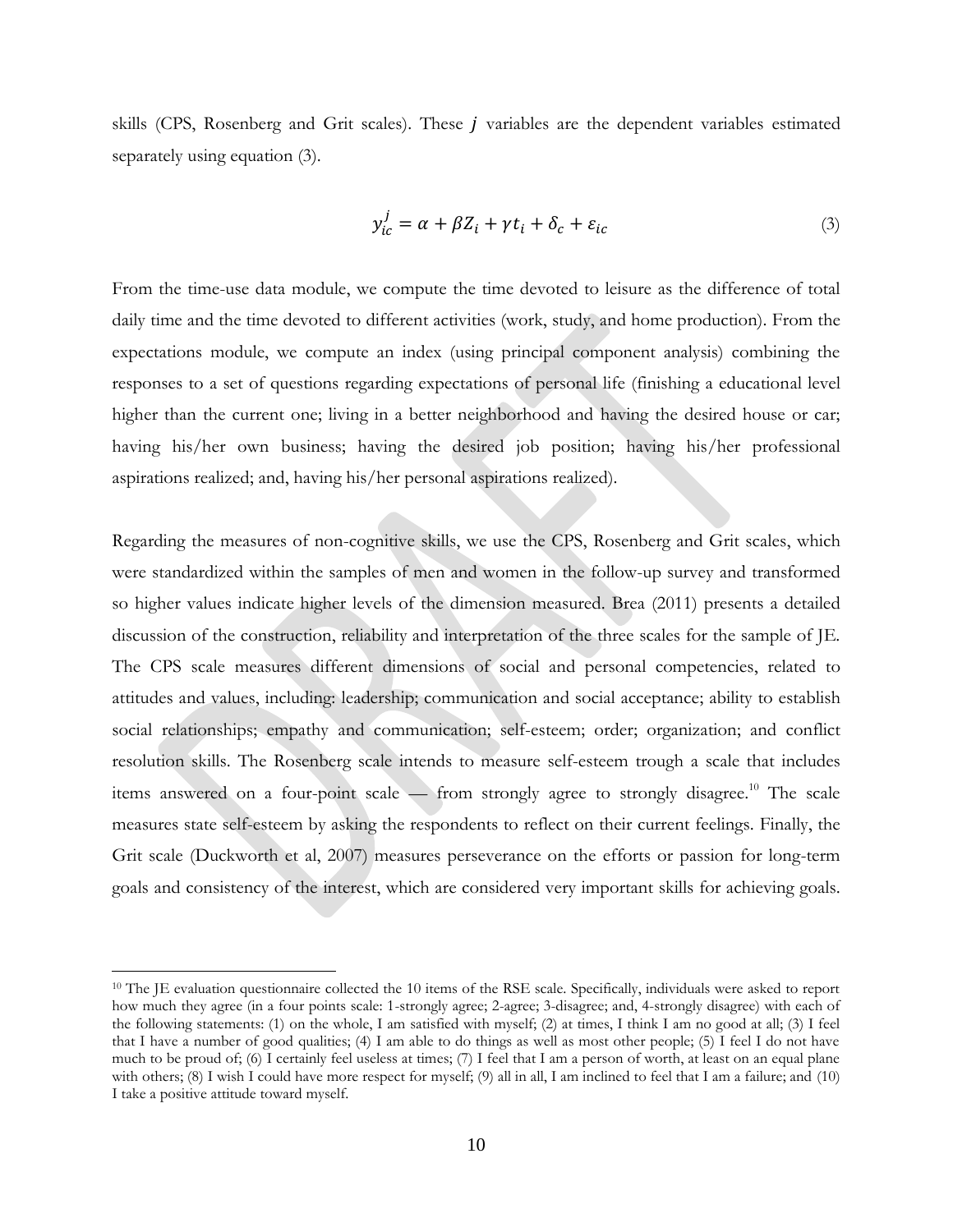skills (CPS, Rosenberg and Grit scales). These $j$ variables are the dependent variables estimated separately using equation (3).

$$y_{ic}^{j} = \alpha + \beta Z_i + \gamma t_i + \delta_c + \varepsilon_{ic} \tag{3}$$

From the time-use data module, we compute the time devoted to leisure as the difference of total daily time and the time devoted to different activities (work, study, and home production). From the expectations module, we compute an index (using principal component analysis) combining the responses to a set of questions regarding expectations of personal life (finishing a educational level higher than the current one; living in a better neighborhood and having the desired house or car; having his/her own business; having the desired job position; having his/her professional aspirations realized; and, having his/her personal aspirations realized).

Regarding the measures of non-cognitive skills, we use the CPS, Rosenberg and Grit scales, which were standardized within the samples of men and women in the follow-up survey and transformed so higher values indicate higher levels of the dimension measured. Brea (2011) presents a detailed discussion of the construction, reliability and interpretation of the three scales for the sample of JE. The CPS scale measures different dimensions of social and personal competencies, related to attitudes and values, including: leadership; communication and social acceptance; ability to establish social relationships; empathy and communication; self-esteem; order; organization; and conflict resolution skills. The Rosenberg scale intends to measure self-esteem trough a scale that includes items answered on a four-point scale — from strongly agree to strongly disagree.[10] The scale measures state self-esteem by asking the respondents to reflect on their current feelings. Finally, the Grit scale (Duckworth et al, 2007) measures perseverance on the efforts or passion for long-term goals and consistency of the interest, which are considered very important skills for achieving goals.

---

[10] The JE evaluation questionnaire collected the 10 items of the RSE scale. Specifically, individuals were asked to report how much they agree (in a four points scale: 1-strongly agree; 2-agree; 3-disagree; and, 4-strongly disagree) with each of the following statements: (1) on the whole, I am satisfied with myself; (2) at times, I think I am no good at all; (3) I feel that I have a number of good qualities; (4) I am able to do things as well as most other people; (5) I feel I do not have much to be proud of; (6) I certainly feel useless at times; (7) I feel that I am a person of worth, at least on an equal plane with others; (8) I wish I could have more respect for myself; (9) all in all, I am inclined to feel that I am a failure; and (10) I take a positive attitude toward myself.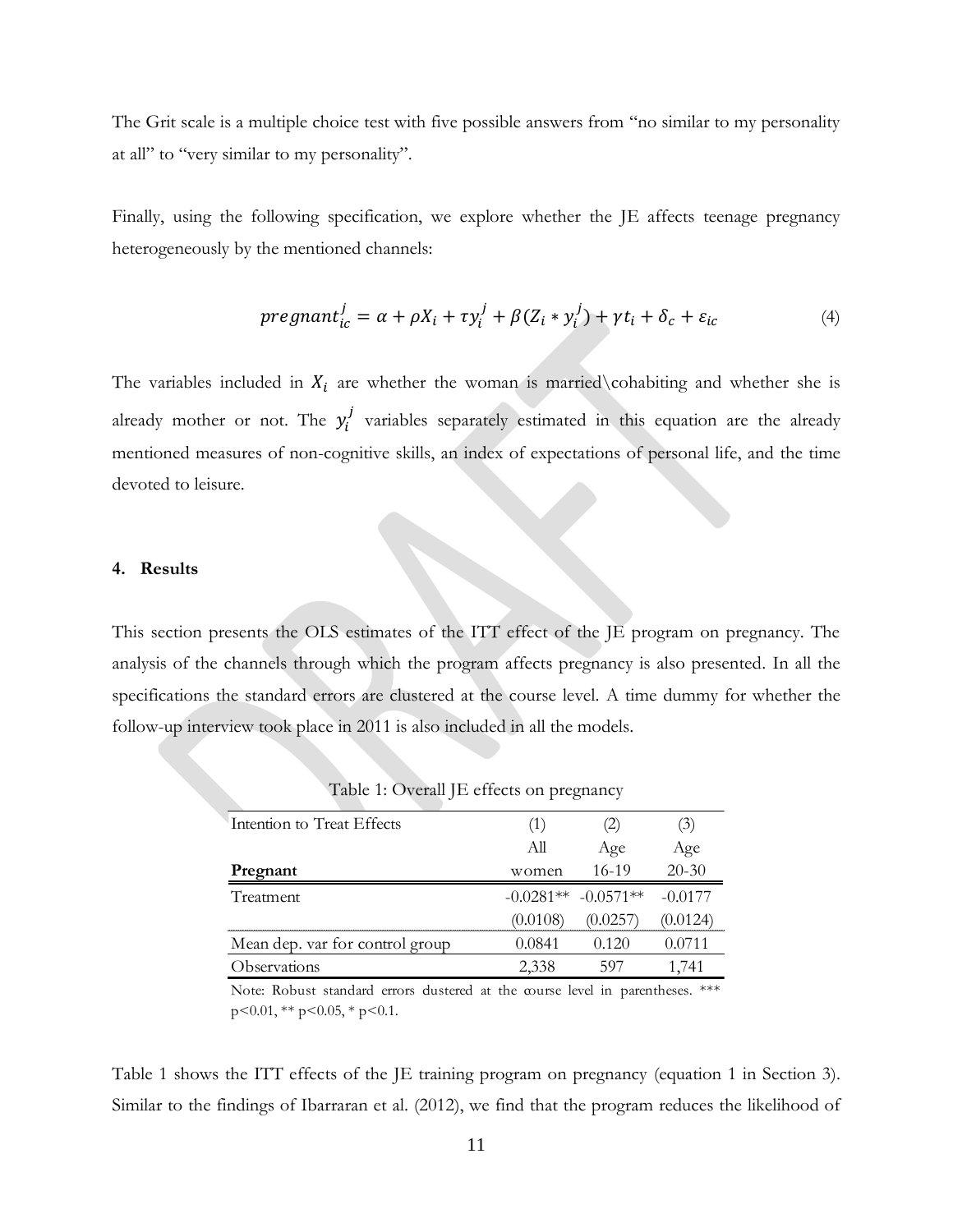The Grit scale is a multiple choice test with five possible answers from "no similar to my personality at all" to "very similar to my personality".

Finally, using the following specification, we explore whether the JE affects teenage pregnancy heterogeneously by the mentioned channels:

$$pregnant_{ic}^{j} = \alpha + \rho X_i + \tau y_i^j + \beta(Z_i * y_i^j) + \gamma t_i + \delta_c + \varepsilon_{ic} \qquad (4)$$

The variables included in $X_i$ are whether the woman is married\cohabiting and whether she is already mother or not. The $y_i^j$ variables separately estimated in this equation are the already mentioned measures of non-cognitive skills, an index of expectations of personal life, and the time devoted to leisure.

## 4. Results

This section presents the OLS estimates of the ITT effect of the JE program on pregnancy. The analysis of the channels through which the program affects pregnancy is also presented. In all the specifications the standard errors are clustered at the course level. A time dummy for whether the follow-up interview took place in 2011 is also included in all the models.

Table 1: Overall JE effects on pregnancy

| Intention to Treat Effects | (1) | (2) | (3) |
|---|---|---|---|
| | All | Age | Age |
| **Pregnant** | women | 16-19 | 20-30 |
| Treatment | -0.0281** | -0.0571** | -0.0177 |
| | (0.0108) | (0.0257) | (0.0124) |
| Mean dep. var for control group | 0.0841 | 0.120 | 0.0711 |
| Observations | 2,338 | 597 | 1,741 |

Note: Robust standard errors clustered at the course level in parentheses. *** p<0.01, ** p<0.05, * p<0.1.

Table 1 shows the ITT effects of the JE training program on pregnancy (equation 1 in Section 3). Similar to the findings of Ibarraran et al. (2012), we find that the program reduces the likelihood of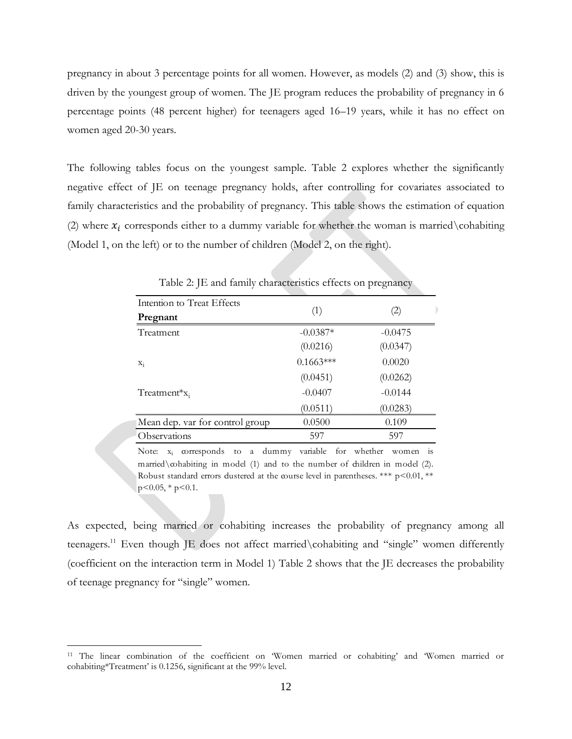pregnancy in about 3 percentage points for all women. However, as models (2) and (3) show, this is driven by the youngest group of women. The JE program reduces the probability of pregnancy in 6 percentage points (48 percent higher) for teenagers aged 16–19 years, while it has no effect on women aged 20-30 years.

The following tables focus on the youngest sample. Table 2 explores whether the significantly negative effect of JE on teenage pregnancy holds, after controlling for covariates associated to family characteristics and the probability of pregnancy. This table shows the estimation of equation (2) where $x_i$ corresponds either to a dummy variable for whether the woman is married\cohabiting (Model 1, on the left) or to the number of children (Model 2, on the right).

Table 2: JE and family characteristics effects on pregnancy

| Intention to Treat Effects<br>**Pregnant** | (1) | (2) |
|---|---|---|
| Treatment | -0.0387* | -0.0475 |
| | (0.0216) | (0.0347) |
| $x_i$ | 0.1663*** | 0.0020 |
| | (0.0451) | (0.0262) |
| Treatment*$x_i$ | -0.0407 | -0.0144 |
| | (0.0511) | (0.0283) |
| Mean dep. var for control group | 0.0500 | 0.109 |
| Observations | 597 | 597 |

Note: $x_i$ corresponds to a dummy variable for whether women is married\cohabiting in model (1) and to the number of children in model (2). Robust standard errors clustered at the course level in parentheses. *** p<0.01, ** p<0.05, * p<0.1.

As expected, being married or cohabiting increases the probability of pregnancy among all teenagers.[11] Even though JE does not affect married\cohabiting and "single" women differently (coefficient on the interaction term in Model 1) Table 2 shows that the JE decreases the probability of teenage pregnancy for "single" women.

[11] The linear combination of the coefficient on 'Women married or cohabiting' and 'Women married or cohabiting*Treatment' is 0.1256, significant at the 99% level.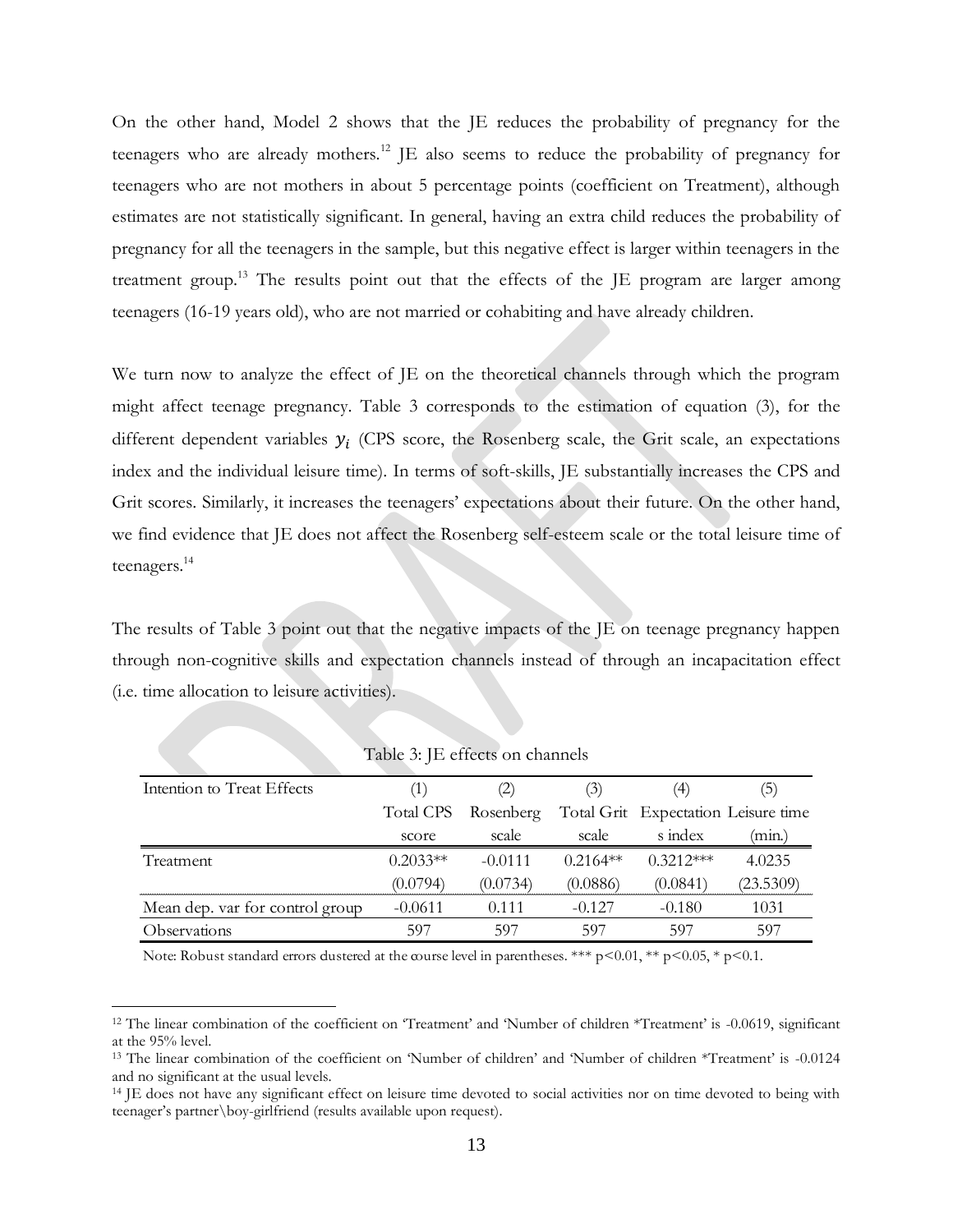On the other hand, Model 2 shows that the JE reduces the probability of pregnancy for the teenagers who are already mothers.[12] JE also seems to reduce the probability of pregnancy for teenagers who are not mothers in about 5 percentage points (coefficient on Treatment), although estimates are not statistically significant. In general, having an extra child reduces the probability of pregnancy for all the teenagers in the sample, but this negative effect is larger within teenagers in the treatment group.[13] The results point out that the effects of the JE program are larger among teenagers (16-19 years old), who are not married or cohabiting and have already children.

We turn now to analyze the effect of JE on the theoretical channels through which the program might affect teenage pregnancy. Table 3 corresponds to the estimation of equation (3), for the different dependent variables $y_i$ (CPS score, the Rosenberg scale, the Grit scale, an expectations index and the individual leisure time). In terms of soft-skills, JE substantially increases the CPS and Grit scores. Similarly, it increases the teenagers' expectations about their future. On the other hand, we find evidence that JE does not affect the Rosenberg self-esteem scale or the total leisure time of teenagers.[14]

The results of Table 3 point out that the negative impacts of the JE on teenage pregnancy happen through non-cognitive skills and expectation channels instead of through an incapacitation effect (i.e. time allocation to leisure activities).

Table 3: JE effects on channels

| Intention to Treat Effects | (1) | (2) | (3) | (4) | (5) |
|---|---|---|---|---|---|
| | Total CPS score | Rosenberg scale | Total Grit scale | Expectations index | Leisure time (min.) |
| Treatment | 0.2033** | -0.0111 | 0.2164** | 0.3212*** | 4.0235 |
| | (0.0794) | (0.0734) | (0.0886) | (0.0841) | (23.5309) |
| Mean dep. var for control group | -0.0611 | 0.111 | -0.127 | -0.180 | 1031 |
| Observations | 597 | 597 | 597 | 597 | 597 |

Note: Robust standard errors clustered at the course level in parentheses. *** p<0.01, ** p<0.05, * p<0.1.

[12] The linear combination of the coefficient on 'Treatment' and 'Number of children *Treatment' is -0.0619, significant at the 95% level.

[13] The linear combination of the coefficient on 'Number of children' and 'Number of children *Treatment' is -0.0124 and no significant at the usual levels.

[14] JE does not have any significant effect on leisure time devoted to social activities nor on time devoted to being with teenager's partner\boy-girlfriend (results available upon request).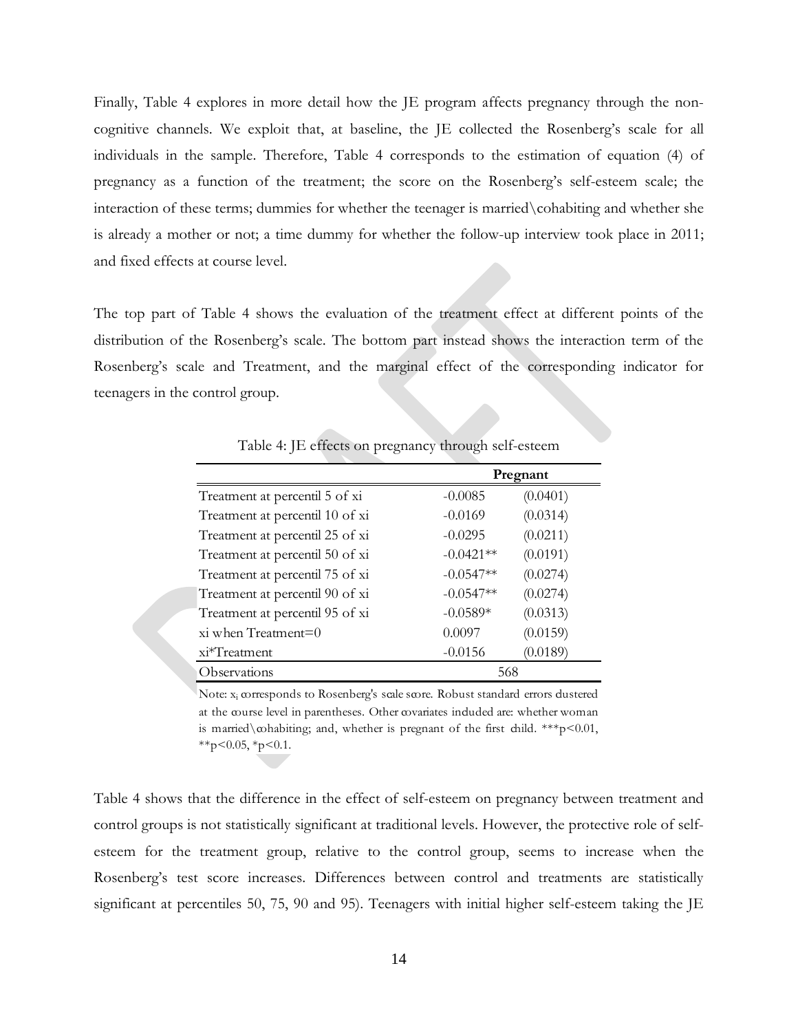Finally, Table 4 explores in more detail how the JE program affects pregnancy through the non-cognitive channels. We exploit that, at baseline, the JE collected the Rosenberg's scale for all individuals in the sample. Therefore, Table 4 corresponds to the estimation of equation (4) of pregnancy as a function of the treatment; the score on the Rosenberg's self-esteem scale; the interaction of these terms; dummies for whether the teenager is married\cohabiting and whether she is already a mother or not; a time dummy for whether the follow-up interview took place in 2011; and fixed effects at course level.

The top part of Table 4 shows the evaluation of the treatment effect at different points of the distribution of the Rosenberg's scale. The bottom part instead shows the interaction term of the Rosenberg's scale and Treatment, and the marginal effect of the corresponding indicator for teenagers in the control group.

Table 4: JE effects on pregnancy through self-esteem

| | Pregnant | |
|---|---|---|
| Treatment at percentil 5 of xi | -0.0085 | (0.0401) |
| Treatment at percentil 10 of xi | -0.0169 | (0.0314) |
| Treatment at percentil 25 of xi | -0.0295 | (0.0211) |
| Treatment at percentil 50 of xi | -0.0421** | (0.0191) |
| Treatment at percentil 75 of xi | -0.0547** | (0.0274) |
| Treatment at percentil 90 of xi | -0.0547** | (0.0274) |
| Treatment at percentil 95 of xi | -0.0589* | (0.0313) |
| xi when Treatment=0 | 0.0097 | (0.0159) |
| xi*Treatment | -0.0156 | (0.0189) |
| Observations | 568 | |

Note: $x_i$ corresponds to Rosenberg's scale score. Robust standard errors clustered at the course level in parentheses. Other covariates included are: whether woman is married\cohabiting; and, whether is pregnant of the first child. ***p<0.01, **p<0.05, *p<0.1.

Table 4 shows that the difference in the effect of self-esteem on pregnancy between treatment and control groups is not statistically significant at traditional levels. However, the protective role of self-esteem for the treatment group, relative to the control group, seems to increase when the Rosenberg's test score increases. Differences between control and treatments are statistically significant at percentiles 50, 75, 90 and 95). Teenagers with initial higher self-esteem taking the JE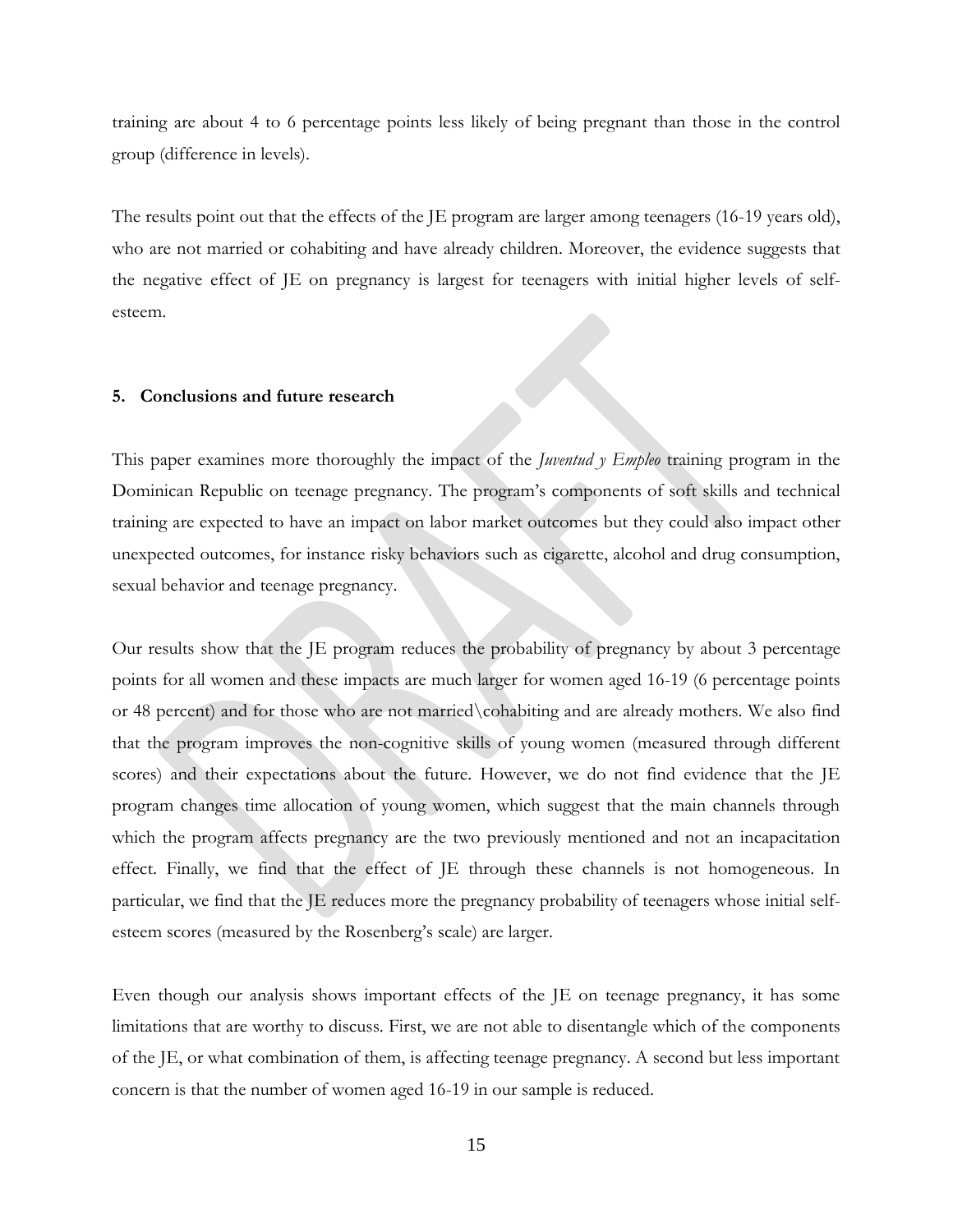training are about 4 to 6 percentage points less likely of being pregnant than those in the control group (difference in levels).

The results point out that the effects of the JE program are larger among teenagers (16-19 years old), who are not married or cohabiting and have already children. Moreover, the evidence suggests that the negative effect of JE on pregnancy is largest for teenagers with initial higher levels of self-esteem.

## 5. Conclusions and future research

This paper examines more thoroughly the impact of the *Juventud y Empleo* training program in the Dominican Republic on teenage pregnancy. The program's components of soft skills and technical training are expected to have an impact on labor market outcomes but they could also impact other unexpected outcomes, for instance risky behaviors such as cigarette, alcohol and drug consumption, sexual behavior and teenage pregnancy.

Our results show that the JE program reduces the probability of pregnancy by about 3 percentage points for all women and these impacts are much larger for women aged 16-19 (6 percentage points or 48 percent) and for those who are not married\cohabiting and are already mothers. We also find that the program improves the non-cognitive skills of young women (measured through different scores) and their expectations about the future. However, we do not find evidence that the JE program changes time allocation of young women, which suggest that the main channels through which the program affects pregnancy are the two previously mentioned and not an incapacitation effect. Finally, we find that the effect of JE through these channels is not homogeneous. In particular, we find that the JE reduces more the pregnancy probability of teenagers whose initial self-esteem scores (measured by the Rosenberg's scale) are larger.

Even though our analysis shows important effects of the JE on teenage pregnancy, it has some limitations that are worthy to discuss. First, we are not able to disentangle which of the components of the JE, or what combination of them, is affecting teenage pregnancy. A second but less important concern is that the number of women aged 16-19 in our sample is reduced.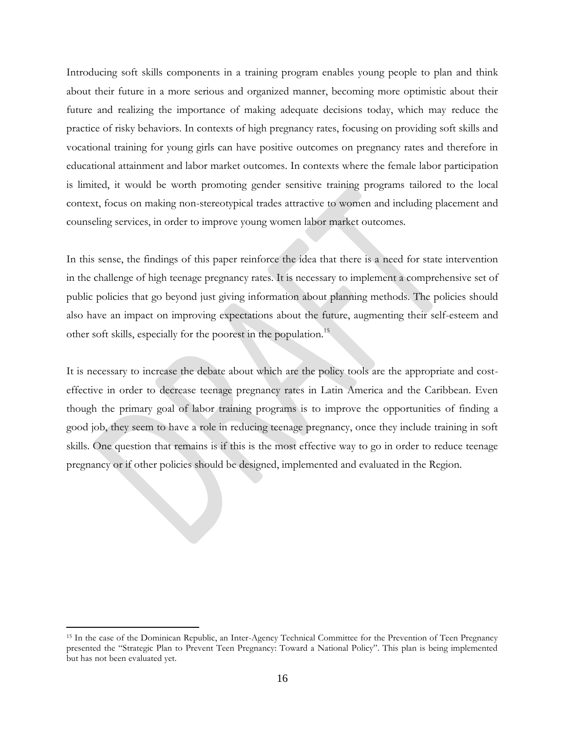Introducing soft skills components in a training program enables young people to plan and think about their future in a more serious and organized manner, becoming more optimistic about their future and realizing the importance of making adequate decisions today, which may reduce the practice of risky behaviors. In contexts of high pregnancy rates, focusing on providing soft skills and vocational training for young girls can have positive outcomes on pregnancy rates and therefore in educational attainment and labor market outcomes. In contexts where the female labor participation is limited, it would be worth promoting gender sensitive training programs tailored to the local context, focus on making non-stereotypical trades attractive to women and including placement and counseling services, in order to improve young women labor market outcomes.

In this sense, the findings of this paper reinforce the idea that there is a need for state intervention in the challenge of high teenage pregnancy rates. It is necessary to implement a comprehensive set of public policies that go beyond just giving information about planning methods. The policies should also have an impact on improving expectations about the future, augmenting their self-esteem and other soft skills, especially for the poorest in the population.[15]

It is necessary to increase the debate about which are the policy tools are the appropriate and cost-effective in order to decrease teenage pregnancy rates in Latin America and the Caribbean. Even though the primary goal of labor training programs is to improve the opportunities of finding a good job, they seem to have a role in reducing teenage pregnancy, once they include training in soft skills. One question that remains is if this is the most effective way to go in order to reduce teenage pregnancy or if other policies should be designed, implemented and evaluated in the Region.

---

[15] In the case of the Dominican Republic, an Inter-Agency Technical Committee for the Prevention of Teen Pregnancy presented the "Strategic Plan to Prevent Teen Pregnancy: Toward a National Policy". This plan is being implemented but has not been evaluated yet.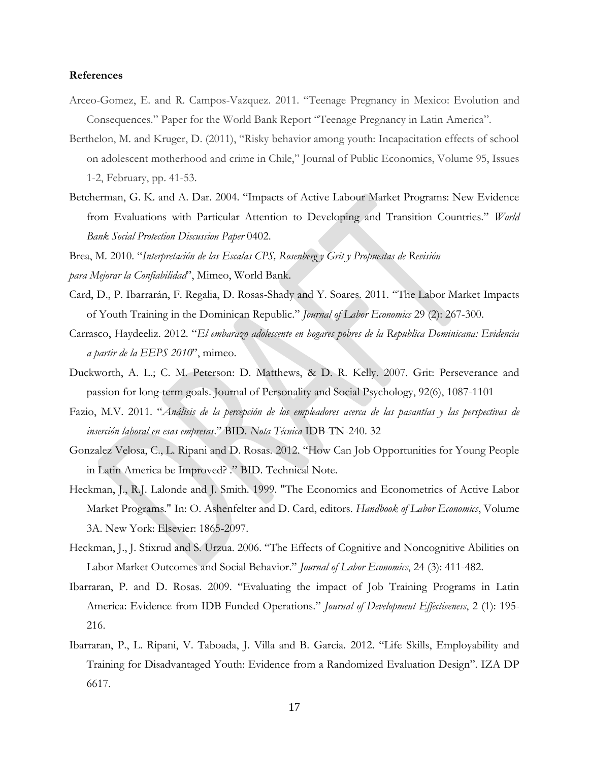**References**

Arceo-Gomez, E. and R. Campos-Vazquez. 2011. "Teenage Pregnancy in Mexico: Evolution and Consequences." Paper for the World Bank Report "Teenage Pregnancy in Latin America".

Berthelon, M. and Kruger, D. (2011), "Risky behavior among youth: Incapacitation effects of school on adolescent motherhood and crime in Chile," Journal of Public Economics, Volume 95, Issues 1-2, February, pp. 41-53.

Betcherman, G. K. and A. Dar. 2004. "Impacts of Active Labour Market Programs: New Evidence from Evaluations with Particular Attention to Developing and Transition Countries." *World Bank Social Protection Discussion Paper* 0402.

Brea, M. 2010. "*Interpretación de las Escalas CPS, Rosenberg y Grit y Propuestas de Revisión para Mejorar la Confiabilidad*", Mimeo, World Bank.

Card, D., P. Ibarrarán, F. Regalia, D. Rosas-Shady and Y. Soares. 2011. "The Labor Market Impacts of Youth Training in the Dominican Republic." *Journal of Labor Economics* 29 (2): 267-300.

Carrasco, Haydeeliz. 2012. "*El embarazo adolescente en hogares pobres de la Republica Dominicana: Evidencia a partir de la EEPS 2010*", mimeo.

Duckworth, A. L.; C. M. Peterson: D. Matthews, & D. R. Kelly. 2007. Grit: Perseverance and passion for long-term goals. Journal of Personality and Social Psychology, 92(6), 1087-1101

Fazio, M.V. 2011. "*Análisis de la percepción de los empleadores acerca de las pasantías y las perspectivas de inserción laboral en esas empresas*." BID. *Nota Técnica* IDB-TN-240. 32

Gonzalez Velosa, C., L. Ripani and D. Rosas. 2012. "How Can Job Opportunities for Young People in Latin America be Improved? ." BID. Technical Note.

Heckman, J., R.J. Lalonde and J. Smith. 1999. "The Economics and Econometrics of Active Labor Market Programs." In: O. Ashenfelter and D. Card, editors. *Handbook of Labor Economics*, Volume 3A. New York: Elsevier: 1865-2097.

Heckman, J., J. Stixrud and S. Urzua. 2006. "The Effects of Cognitive and Noncognitive Abilities on Labor Market Outcomes and Social Behavior." *Journal of Labor Economics*, 24 (3): 411-482.

Ibarraran, P. and D. Rosas. 2009. "Evaluating the impact of Job Training Programs in Latin America: Evidence from IDB Funded Operations." *Journal of Development Effectiveness*, 2 (1): 195-216.

Ibarraran, P., L. Ripani, V. Taboada, J. Villa and B. Garcia. 2012. "Life Skills, Employability and Training for Disadvantaged Youth: Evidence from a Randomized Evaluation Design". IZA DP 6617.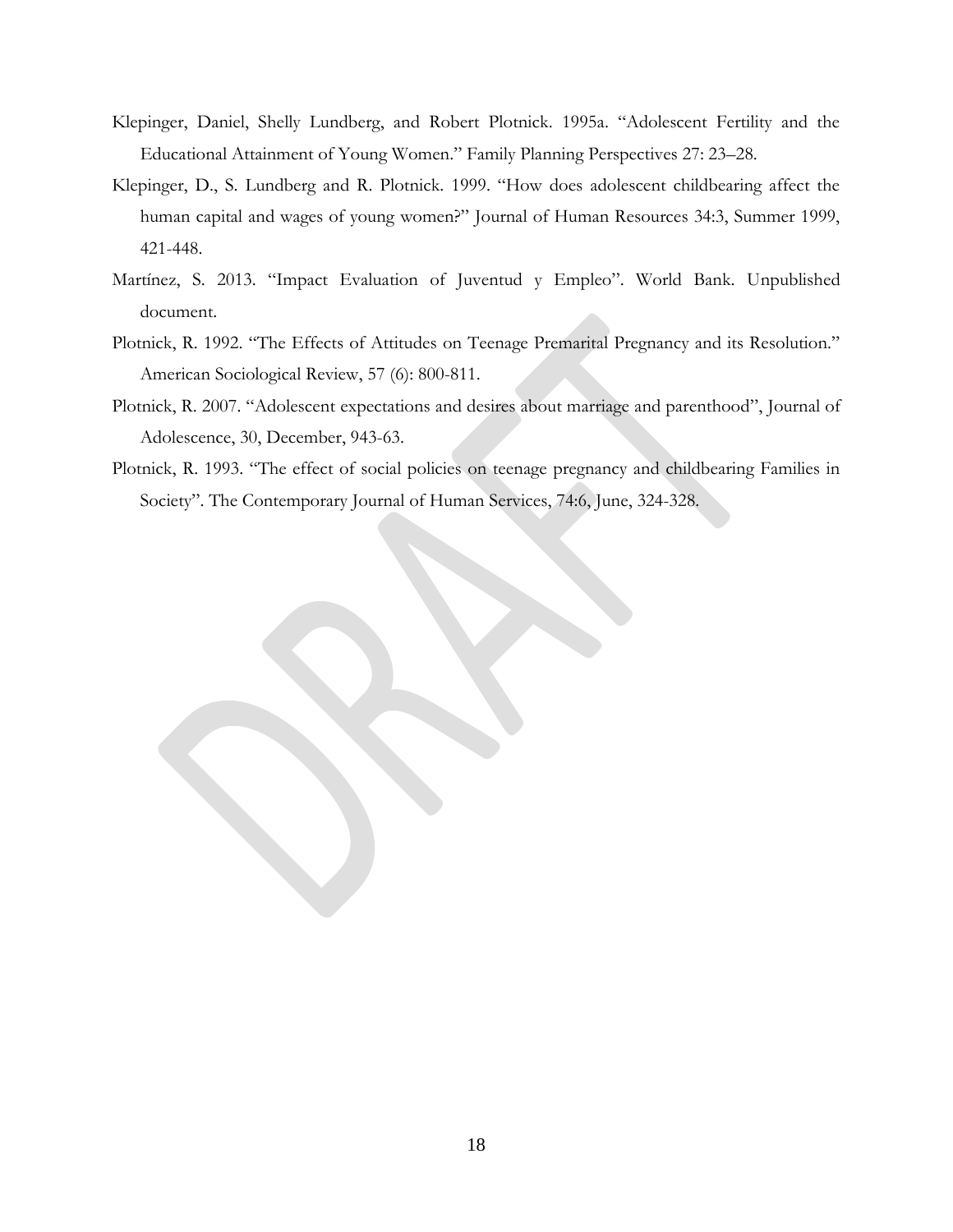Klepinger, Daniel, Shelly Lundberg, and Robert Plotnick. 1995a. "Adolescent Fertility and the Educational Attainment of Young Women." Family Planning Perspectives 27: 23–28.

Klepinger, D., S. Lundberg and R. Plotnick. 1999. "How does adolescent childbearing affect the human capital and wages of young women?" Journal of Human Resources 34:3, Summer 1999, 421-448.

Martínez, S. 2013. "Impact Evaluation of Juventud y Empleo". World Bank. Unpublished document.

Plotnick, R. 1992. "The Effects of Attitudes on Teenage Premarital Pregnancy and its Resolution." American Sociological Review, 57 (6): 800-811.

Plotnick, R. 2007. "Adolescent expectations and desires about marriage and parenthood", Journal of Adolescence, 30, December, 943-63.

Plotnick, R. 1993. "The effect of social policies on teenage pregnancy and childbearing Families in Society". The Contemporary Journal of Human Services, 74:6, June, 324-328.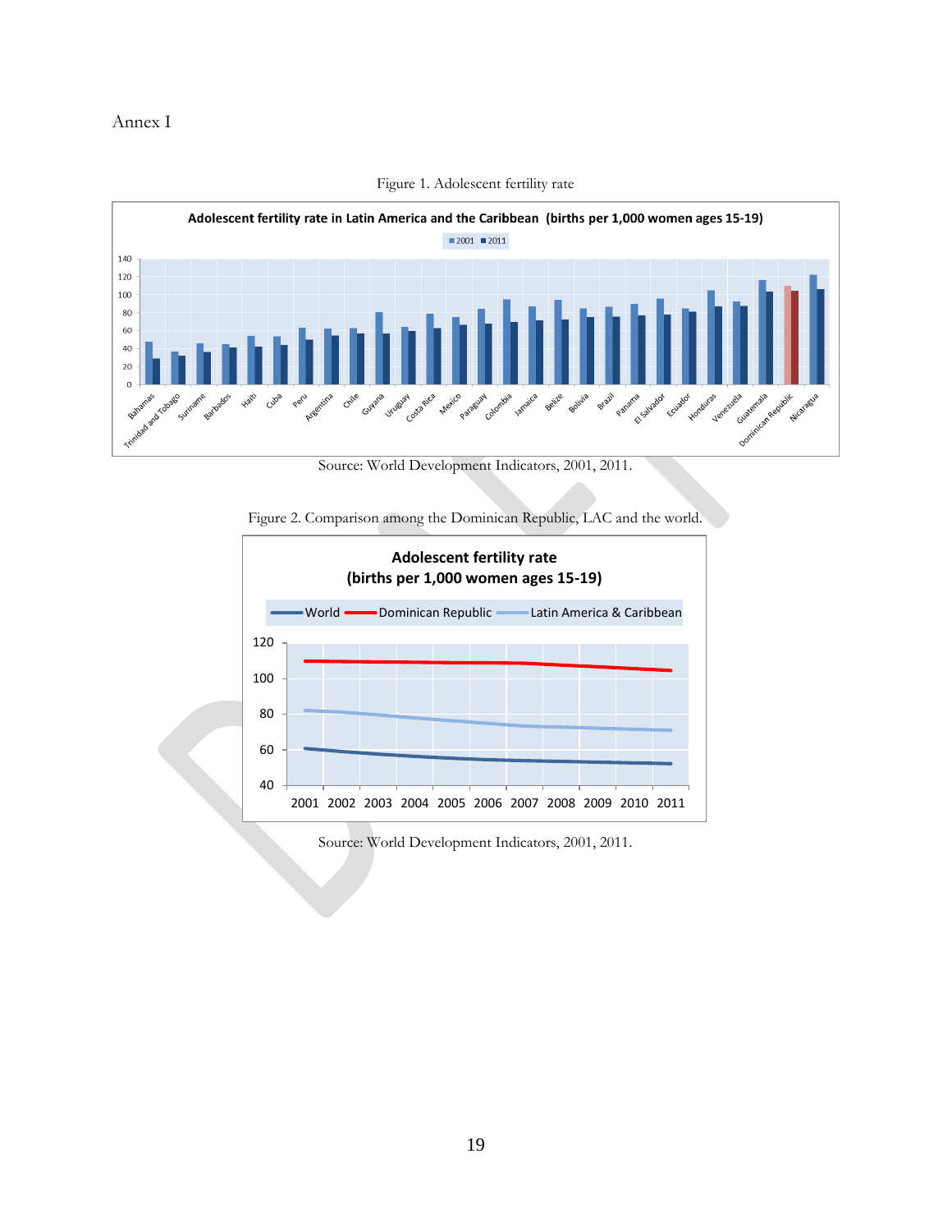Annex I

Figure 1. Adolescent fertility rate

Adolescent fertility rate in Latin America and the Caribbean (births per 1,000 women ages 15-19)

2001 2011

140
120
100
80
60
40
20
0

Bahamas, Trinidad and Tobago, Suriname, Barbados, Haiti, Cuba, Peru, Argentina, Chile, Guyana, Uruguay, Costa Rica, Mexico, Paraguay, Colombia, Jamaica, Belize, Bolivia, Brazil, Panama, El Salvador, Ecuador, Honduras, Venezuela, Guatemala, Dominican Republic, Nicaragua

Source: World Development Indicators, 2001, 2011.

Figure 2. Comparison among the Dominican Republic, LAC and the world.

Adolescent fertility rate
(births per 1,000 women ages 15-19)

World Dominican Republic Latin America & Caribbean

120
100
80
60
40

2001 2002 2003 2004 2005 2006 2007 2008 2009 2010 2011

Source: World Development Indicators, 2001, 2011.